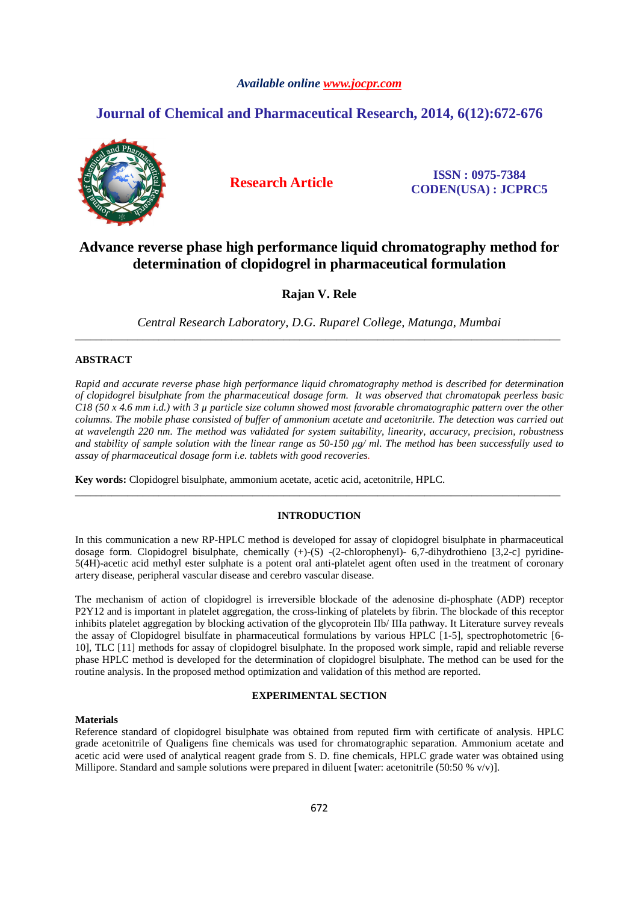# Advance reverse phase high performance liquid chromatography method for determination of clopidogrel in pharmaceutical formulation

**Rajan V. Rele**

*Central Research Laboratory, D.G. Ruparel College, Matunga, Mumbai*

---

## ABSTRACT

*Rapid and accurate reverse phase high performance liquid chromatography method is described for determination of clopidogrel bisulphate from the pharmaceutical dosage form. It was observed that chromatopak peerless basic C18 (50 x 4.6 mm i.d.) with 3 µ particle size column showed most favorable chromatographic pattern over the other columns. The mobile phase consisted of buffer of ammonium acetate and acetonitrile. The detection was carried out at wavelength 220 nm. The method was validated for system suitability, linearity, accuracy, precision, robustness and stability of sample solution with the linear range as 50-150 µg/ ml. The method has been successfully used to assay of pharmaceutical dosage form i.e. tablets with good recoveries.*

**Key words:** Clopidogrel bisulphate, ammonium acetate, acetic acid, acetonitrile, HPLC.

---

## INTRODUCTION

In this communication a new RP-HPLC method is developed for assay of clopidogrel bisulphate in pharmaceutical dosage form. Clopidogrel bisulphate, chemically (+)-(S) -(2-chlorophenyl)- 6,7-dihydrothieno [3,2-c] pyridine-5(4H)-acetic acid methyl ester sulphate is a potent oral anti-platelet agent often used in the treatment of coronary artery disease, peripheral vascular disease and cerebro vascular disease.

The mechanism of action of clopidogrel is irreversible blockade of the adenosine di-phosphate (ADP) receptor P2Y12 and is important in platelet aggregation, the cross-linking of platelets by fibrin. The blockade of this receptor inhibits platelet aggregation by blocking activation of the glycoprotein IIb/ IIIa pathway. It Literature survey reveals the assay of Clopidogrel bisulfate in pharmaceutical formulations by various HPLC [1-5], spectrophotometric [6-10], TLC [11] methods for assay of clopidogrel bisulphate. In the proposed work simple, rapid and reliable reverse phase HPLC method is developed for the determination of clopidogrel bisulphate. The method can be used for the routine analysis. In the proposed method optimization and validation of this method are reported.

## EXPERIMENTAL SECTION

### Materials

Reference standard of clopidogrel bisulphate was obtained from reputed firm with certificate of analysis. HPLC grade acetonitrile of Qualigens fine chemicals was used for chromatographic separation. Ammonium acetate and acetic acid were used of analytical reagent grade from S. D. fine chemicals, HPLC grade water was obtained using Millipore. Standard and sample solutions were prepared in diluent [water: acetonitrile (50:50 % v/v)].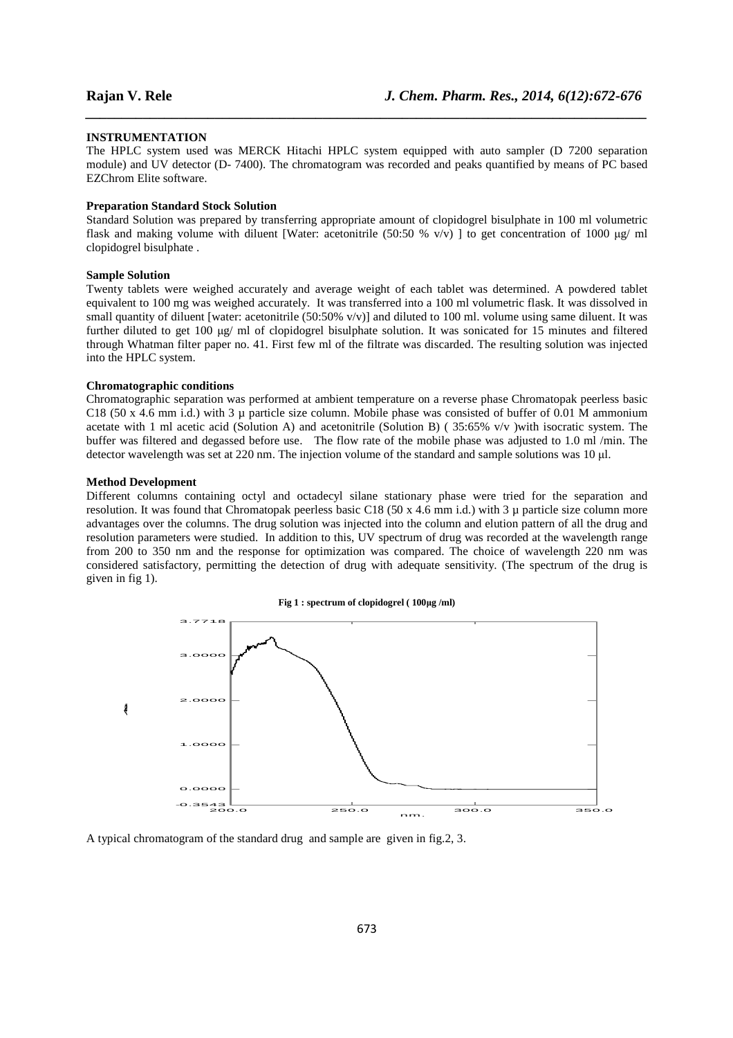**INSTRUMENTATION**

The HPLC system used was MERCK Hitachi HPLC system equipped with auto sampler (D 7200 separation module) and UV detector (D- 7400). The chromatogram was recorded and peaks quantified by means of PC based EZChrom Elite software.

**Preparation Standard Stock Solution**

Standard Solution was prepared by transferring appropriate amount of clopidogrel bisulphate in 100 ml volumetric flask and making volume with diluent [Water: acetonitrile (50:50 % v/v) ] to get concentration of 1000 μg/ ml clopidogrel bisulphate .

**Sample Solution**

Twenty tablets were weighed accurately and average weight of each tablet was determined. A powdered tablet equivalent to 100 mg was weighed accurately. It was transferred into a 100 ml volumetric flask. It was dissolved in small quantity of diluent [water: acetonitrile (50:50% v/v)] and diluted to 100 ml. volume using same diluent. It was further diluted to get 100 μg/ ml of clopidogrel bisulphate solution. It was sonicated for 15 minutes and filtered through Whatman filter paper no. 41. First few ml of the filtrate was discarded. The resulting solution was injected into the HPLC system.

**Chromatographic conditions**

Chromatographic separation was performed at ambient temperature on a reverse phase Chromatopak peerless basic C18 (50 x 4.6 mm i.d.) with 3 μ particle size column. Mobile phase was consisted of buffer of 0.01 M ammonium acetate with 1 ml acetic acid (Solution A) and acetonitrile (Solution B) ( 35:65% v/v )with isocratic system. The buffer was filtered and degassed before use. The flow rate of the mobile phase was adjusted to 1.0 ml /min. The detector wavelength was set at 220 nm. The injection volume of the standard and sample solutions was 10 μl.

**Method Development**

Different columns containing octyl and octadecyl silane stationary phase were tried for the separation and resolution. It was found that Chromatopak peerless basic C18 (50 x 4.6 mm i.d.) with 3 μ particle size column more advantages over the columns. The drug solution was injected into the column and elution pattern of all the drug and resolution parameters were studied. In addition to this, UV spectrum of drug was recorded at the wavelength range from 200 to 350 nm and the response for optimization was compared. The choice of wavelength 220 nm was considered satisfactory, permitting the detection of drug with adequate sensitivity. (The spectrum of the drug is given in fig 1).

**Fig 1 : spectrum of clopidogrel ( 100μg /ml)**

A typical chromatogram of the standard drug and sample are given in fig.2, 3.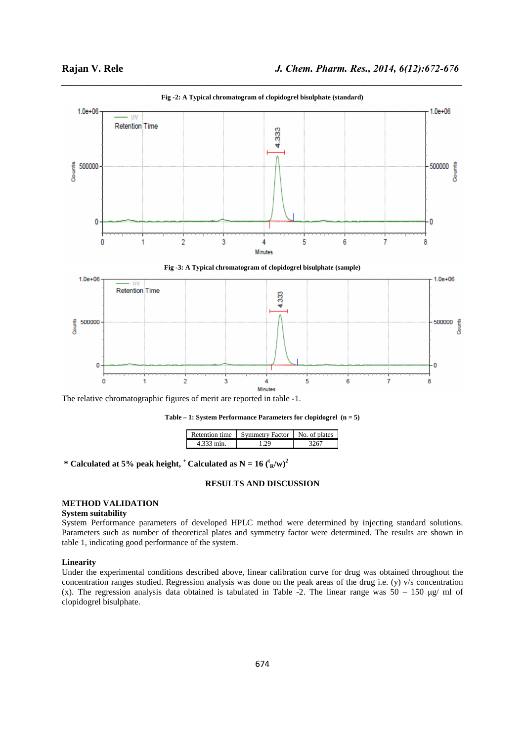**Fig -2: A Typical chromatogram of clopidogrel bisulphate (standard)**

**Fig -3: A Typical chromatogram of clopidogrel bisulphate (sample)**

The relative chromatographic figures of merit are reported in table -1.

**Table – 1: System Performance Parameters for clopidogrel (n = 5)**

| Retention time | Symmetry Factor | No. of plates |
|---|---|---|
| 4.333 min. | 1.29 | 3267 |

**\* Calculated at 5% peak height, $^{+}$ Calculated as N = 16 ($t_R$/w)$^2$**

## RESULTS AND DISCUSSION

### METHOD VALIDATION

**System suitability**

System Performance parameters of developed HPLC method were determined by injecting standard solutions. Parameters such as number of theoretical plates and symmetry factor were determined. The results are shown in table 1, indicating good performance of the system.

**Linearity**

Under the experimental conditions described above, linear calibration curve for drug was obtained throughout the concentration ranges studied. Regression analysis was done on the peak areas of the drug i.e. (y) v/s concentration (x). The regression analysis data obtained is tabulated in Table -2. The linear range was 50 – 150 µg/ ml of clopidogrel bisulphate.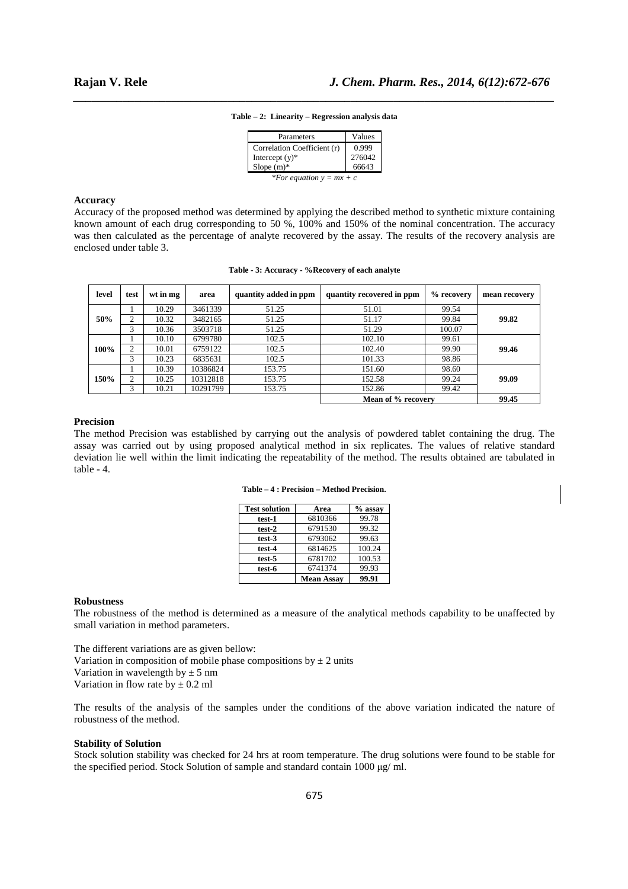**Table – 2: Linearity – Regression analysis data**

| Parameters | Values |
|---|---|
| Correlation Coefficient (r) | 0.999 |
| Intercept (y)* | 276042 |
| Slope (m)* | 66643 |

*\*For equation $y = mx + c$*

### Accuracy

Accuracy of the proposed method was determined by applying the described method to synthetic mixture containing known amount of each drug corresponding to 50 %, 100% and 150% of the nominal concentration. The accuracy was then calculated as the percentage of analyte recovered by the assay. The results of the recovery analysis are enclosed under table 3.

**Table - 3: Accuracy - %Recovery of each analyte**

| level | test | wt in mg | area | quantity added in ppm | quantity recovered in ppm | % recovery | mean recovery |
|---|---|---|---|---|---|---|---|
| 50% | 1 | 10.29 | 3461339 | 51.25 | 51.01 | 99.54 | 99.82 |
| | 2 | 10.32 | 3482165 | 51.25 | 51.17 | 99.84 | |
| | 3 | 10.36 | 3503718 | 51.25 | 51.29 | 100.07 | |
| 100% | 1 | 10.10 | 6799780 | 102.5 | 102.10 | 99.61 | 99.46 |
| | 2 | 10.01 | 6759122 | 102.5 | 102.40 | 99.90 | |
| | 3 | 10.23 | 6835631 | 102.5 | 101.33 | 98.86 | |
| 150% | 1 | 10.39 | 10386824 | 153.75 | 151.60 | 98.60 | 99.09 |
| | 2 | 10.25 | 10312818 | 153.75 | 152.58 | 99.24 | |
| | 3 | 10.21 | 10291799 | 153.75 | 152.86 | 99.42 | |
| | | | | | **Mean of % recovery** | | **99.45** |

### Precision

The method Precision was established by carrying out the analysis of powdered tablet containing the drug. The assay was carried out by using proposed analytical method in six replicates. The values of relative standard deviation lie well within the limit indicating the repeatability of the method. The results obtained are tabulated in table - 4.

**Table – 4 : Precision – Method Precision.**

| Test solution | Area | % assay |
|---|---|---|
| **test-1** | 6810366 | 99.78 |
| **test-2** | 6791530 | 99.32 |
| **test-3** | 6793062 | 99.63 |
| **test-4** | 6814625 | 100.24 |
| **test-5** | 6781702 | 100.53 |
| **test-6** | 6741374 | 99.93 |
| | **Mean Assay** | **99.91** |

### Robustness

The robustness of the method is determined as a measure of the analytical methods capability to be unaffected by small variation in method parameters.

The different variations are as given bellow:
Variation in composition of mobile phase compositions by ± 2 units
Variation in wavelength by ± 5 nm
Variation in flow rate by ± 0.2 ml

The results of the analysis of the samples under the conditions of the above variation indicated the nature of robustness of the method.

### Stability of Solution

Stock solution stability was checked for 24 hrs at room temperature. The drug solutions were found to be stable for the specified period. Stock Solution of sample and standard contain 1000 μg/ ml.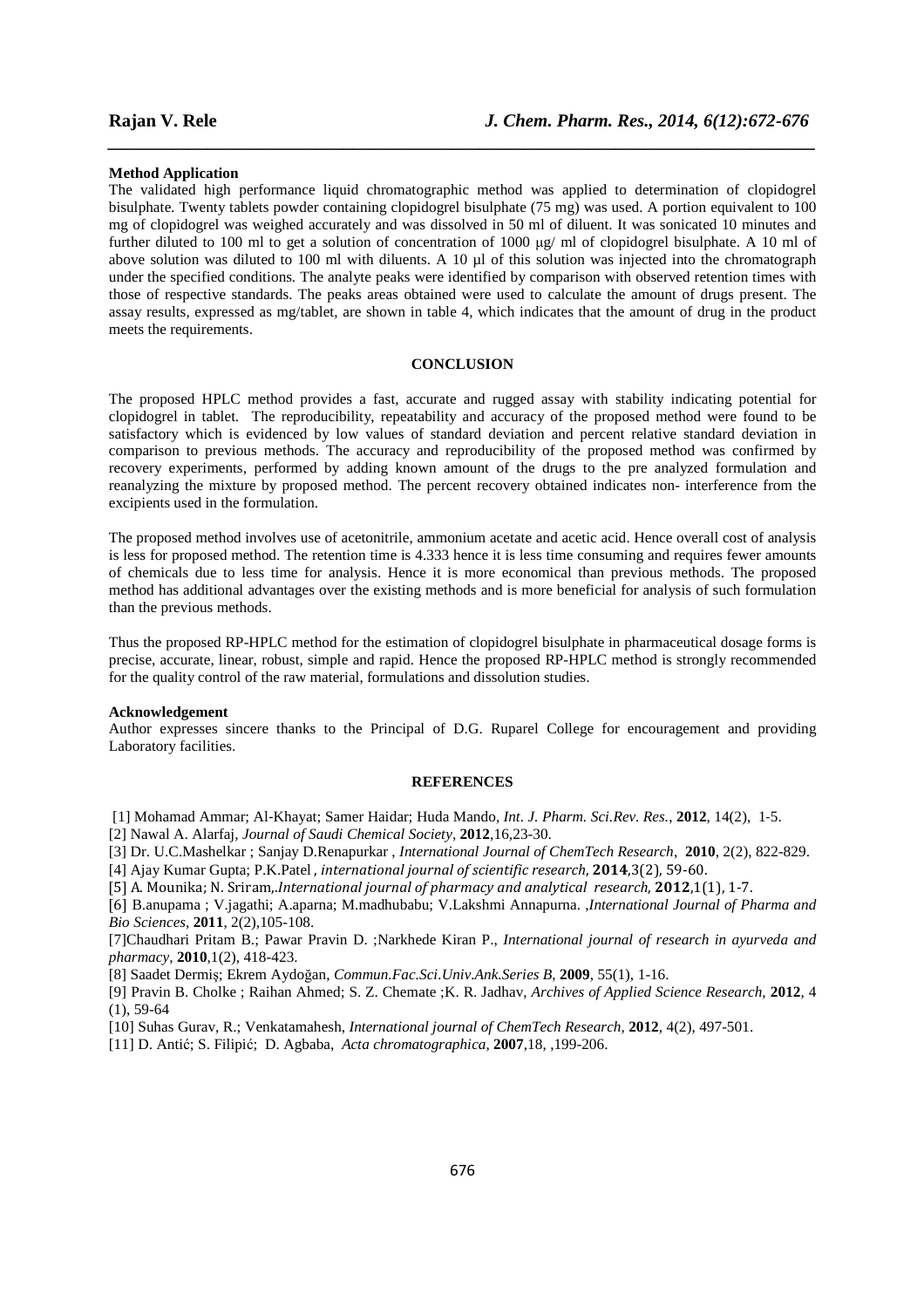**Method Application**

The validated high performance liquid chromatographic method was applied to determination of clopidogrel bisulphate. Twenty tablets powder containing clopidogrel bisulphate (75 mg) was used. A portion equivalent to 100 mg of clopidogrel was weighed accurately and was dissolved in 50 ml of diluent. It was sonicated 10 minutes and further diluted to 100 ml to get a solution of concentration of 1000 μg/ ml of clopidogrel bisulphate. A 10 ml of above solution was diluted to 100 ml with diluents. A 10 μl of this solution was injected into the chromatograph under the specified conditions. The analyte peaks were identified by comparison with observed retention times with those of respective standards. The peaks areas obtained were used to calculate the amount of drugs present. The assay results, expressed as mg/tablet, are shown in table 4, which indicates that the amount of drug in the product meets the requirements.

## CONCLUSION

The proposed HPLC method provides a fast, accurate and rugged assay with stability indicating potential for clopidogrel in tablet. The reproducibility, repeatability and accuracy of the proposed method were found to be satisfactory which is evidenced by low values of standard deviation and percent relative standard deviation in comparison to previous methods. The accuracy and reproducibility of the proposed method was confirmed by recovery experiments, performed by adding known amount of the drugs to the pre analyzed formulation and reanalyzing the mixture by proposed method. The percent recovery obtained indicates non- interference from the excipients used in the formulation.

The proposed method involves use of acetonitrile, ammonium acetate and acetic acid. Hence overall cost of analysis is less for proposed method. The retention time is 4.333 hence it is less time consuming and requires fewer amounts of chemicals due to less time for analysis. Hence it is more economical than previous methods. The proposed method has additional advantages over the existing methods and is more beneficial for analysis of such formulation than the previous methods.

Thus the proposed RP-HPLC method for the estimation of clopidogrel bisulphate in pharmaceutical dosage forms is precise, accurate, linear, robust, simple and rapid. Hence the proposed RP-HPLC method is strongly recommended for the quality control of the raw material, formulations and dissolution studies.

**Acknowledgement**

Author expresses sincere thanks to the Principal of D.G. Ruparel College for encouragement and providing Laboratory facilities.

## REFERENCES

[1] Mohamad Ammar; Al-Khayat; Samer Haidar; Huda Mando, *Int. J. Pharm. Sci.Rev. Res.*, **2012**, 14(2), 1-5.

[2] Nawal A. Alarfaj, *Journal of Saudi Chemical Society*, **2012**,16,23-30.

[3] Dr. U.C.Mashelkar ; Sanjay D.Renapurkar , *International Journal of ChemTech Research*, **2010**, 2(2), 822-829.

[4] Ajay Kumar Gupta; P.K.Patel *, international journal of scientific research,* **2014**,3(2), 59-60.

[5] A. Mounika; N. Sriram,.*International journal of pharmacy and analytical research,* **2012**,1(1), 1-7.

[6] B.anupama ; V.jagathi; A.aparna; M.madhubabu; V.Lakshmi Annapurna. ,*International Journal of Pharma and Bio Sciences*, **2011**, 2(2),105-108.

[7]Chaudhari Pritam B.; Pawar Pravin D. ;Narkhede Kiran P., *International journal of research in ayurveda and pharmacy*, **2010**,1(2), 418-423.

[8] Saadet Dermiş; Ekrem Aydoğan, *Commun.Fac.Sci.Univ.Ank.Series B*, **2009**, 55(1), 1-16.

[9] Pravin B. Cholke ; Raihan Ahmed; S. Z. Chemate ;K. R. Jadhav, *Archives of Applied Science Research,* **2012**, 4 (1), 59-64

[10] Suhas Gurav, R.; Venkatamahesh, *International journal of ChemTech Research*, **2012**, 4(2), 497-501.

[11] D. Antić; S. Filipić; D. Agbaba, *Acta chromatographica*, **2007**,18, ,199-206.